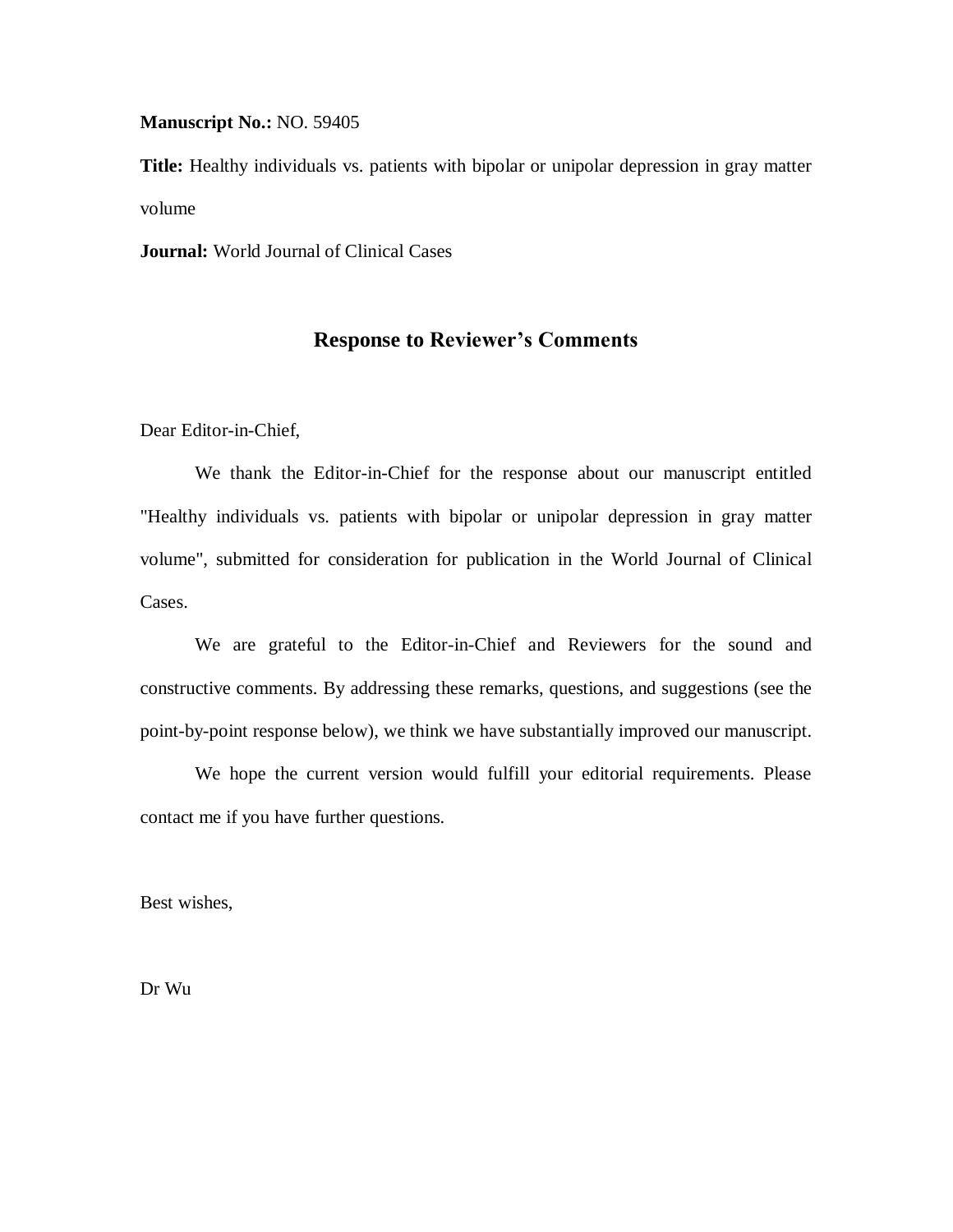**Manuscript No.:** NO. 59405

**Title:** Healthy individuals vs. patients with bipolar or unipolar depression in gray matter volume

**Journal:** World Journal of Clinical Cases

## Response to Reviewer's Comments

Dear Editor-in-Chief,

We thank the Editor-in-Chief for the response about our manuscript entitled "Healthy individuals vs. patients with bipolar or unipolar depression in gray matter volume", submitted for consideration for publication in the World Journal of Clinical Cases.

We are grateful to the Editor-in-Chief and Reviewers for the sound and constructive comments. By addressing these remarks, questions, and suggestions (see the point-by-point response below), we think we have substantially improved our manuscript.

We hope the current version would fulfill your editorial requirements. Please contact me if you have further questions.

Best wishes,

Dr Wu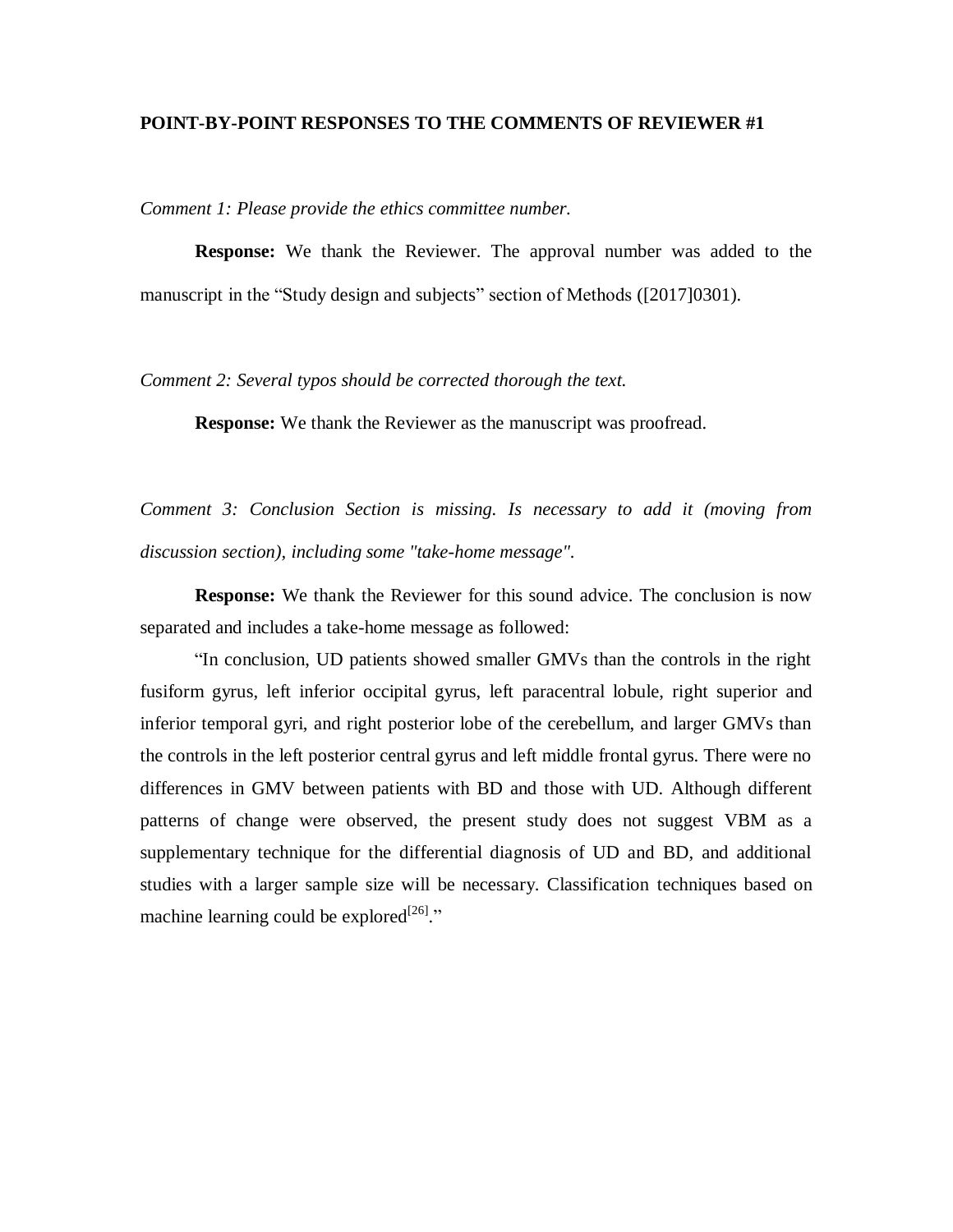**POINT-BY-POINT RESPONSES TO THE COMMENTS OF REVIEWER #1**

*Comment 1: Please provide the ethics committee number.*

**Response:** We thank the Reviewer. The approval number was added to the manuscript in the "Study design and subjects" section of Methods ([2017]0301).

*Comment 2: Several typos should be corrected thorough the text.*

**Response:** We thank the Reviewer as the manuscript was proofread.

*Comment 3: Conclusion Section is missing. Is necessary to add it (moving from discussion section), including some "take-home message".*

**Response:** We thank the Reviewer for this sound advice. The conclusion is now separated and includes a take-home message as followed:

"In conclusion, UD patients showed smaller GMVs than the controls in the right fusiform gyrus, left inferior occipital gyrus, left paracentral lobule, right superior and inferior temporal gyri, and right posterior lobe of the cerebellum, and larger GMVs than the controls in the left posterior central gyrus and left middle frontal gyrus. There were no differences in GMV between patients with BD and those with UD. Although different patterns of change were observed, the present study does not suggest VBM as a supplementary technique for the differential diagnosis of UD and BD, and additional studies with a larger sample size will be necessary. Classification techniques based on machine learning could be explored[26]."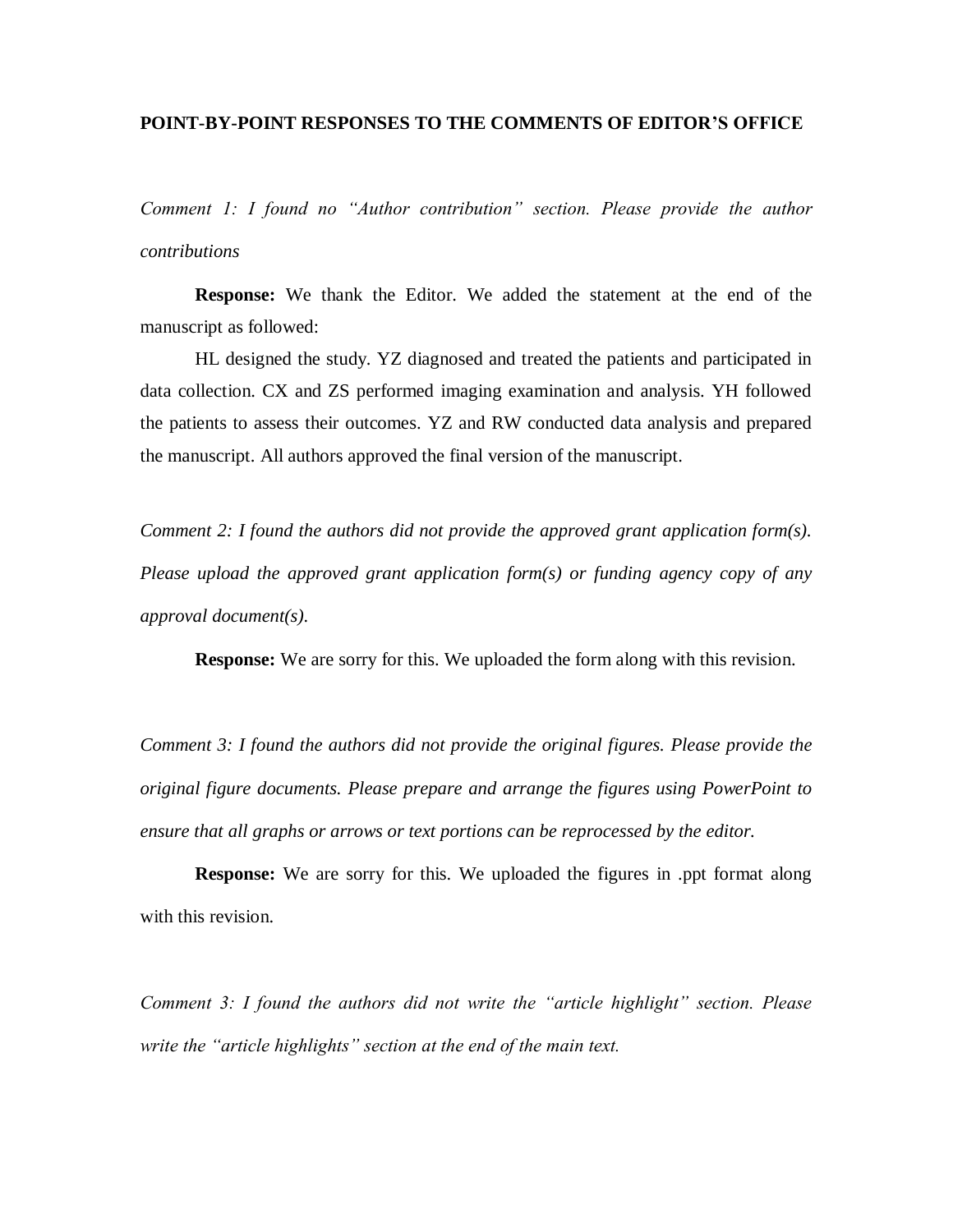**POINT-BY-POINT RESPONSES TO THE COMMENTS OF EDITOR'S OFFICE**

*Comment 1: I found no "Author contribution" section. Please provide the author contributions*

**Response:** We thank the Editor. We added the statement at the end of the manuscript as followed:

HL designed the study. YZ diagnosed and treated the patients and participated in data collection. CX and ZS performed imaging examination and analysis. YH followed the patients to assess their outcomes. YZ and RW conducted data analysis and prepared the manuscript. All authors approved the final version of the manuscript.

*Comment 2: I found the authors did not provide the approved grant application form(s). Please upload the approved grant application form(s) or funding agency copy of any approval document(s).*

**Response:** We are sorry for this. We uploaded the form along with this revision.

*Comment 3: I found the authors did not provide the original figures. Please provide the original figure documents. Please prepare and arrange the figures using PowerPoint to ensure that all graphs or arrows or text portions can be reprocessed by the editor.*

**Response:** We are sorry for this. We uploaded the figures in .ppt format along with this revision.

*Comment 3: I found the authors did not write the "article highlight" section. Please write the "article highlights" section at the end of the main text.*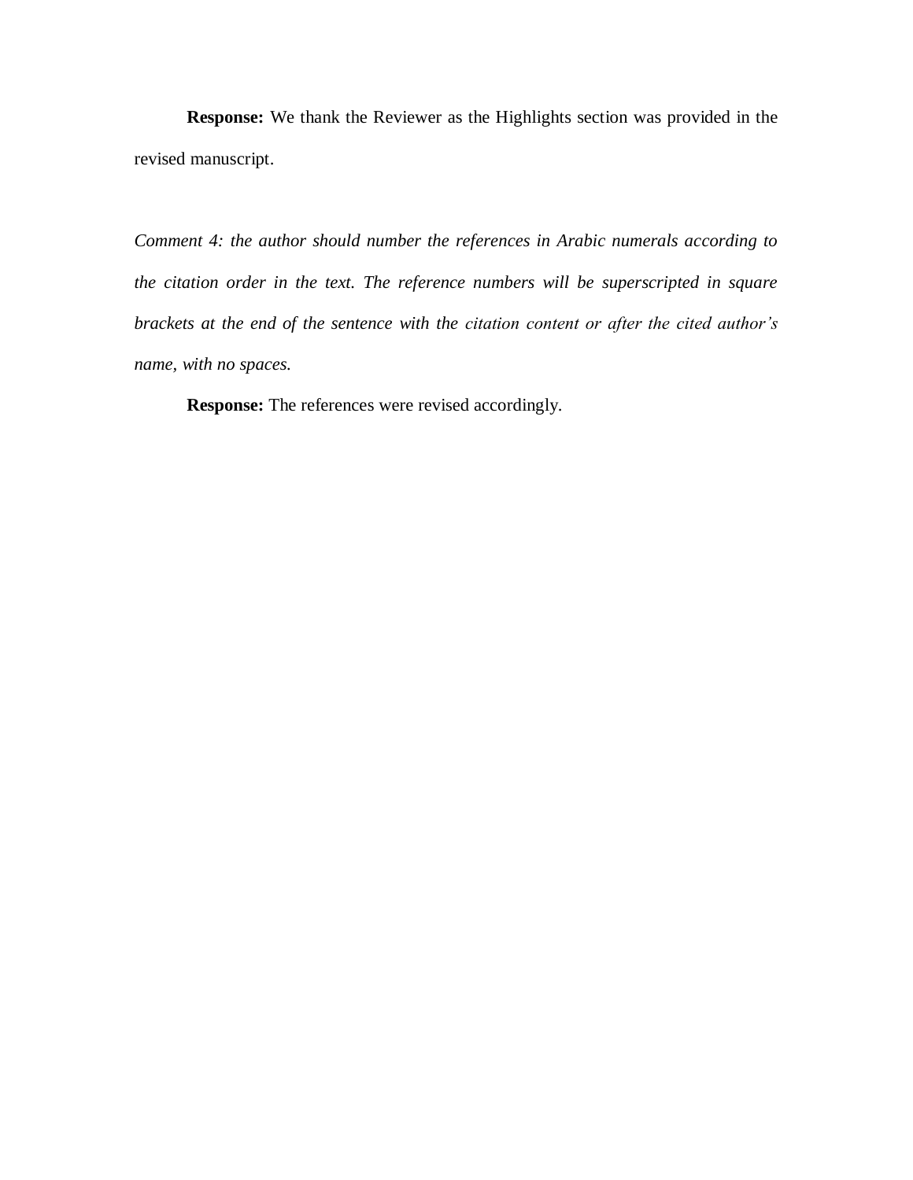**Response:** We thank the Reviewer as the Highlights section was provided in the revised manuscript.

*Comment 4: the author should number the references in Arabic numerals according to the citation order in the text. The reference numbers will be superscripted in square brackets at the end of the sentence with the citation content or after the cited author's name, with no spaces.*

**Response:** The references were revised accordingly.